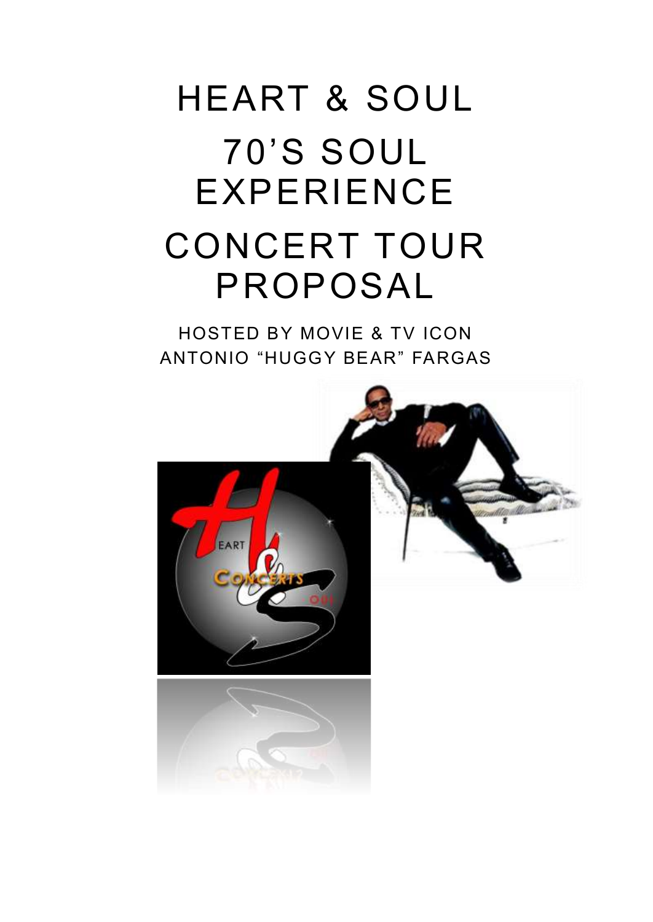# HEART & SOUL

# 70'S SOUL EXPERIENCE

# CONCERT TOUR PROPOSAL

HOSTED BY MOVIE & TV ICON
ANTONIO "HUGGY BEAR" FARGAS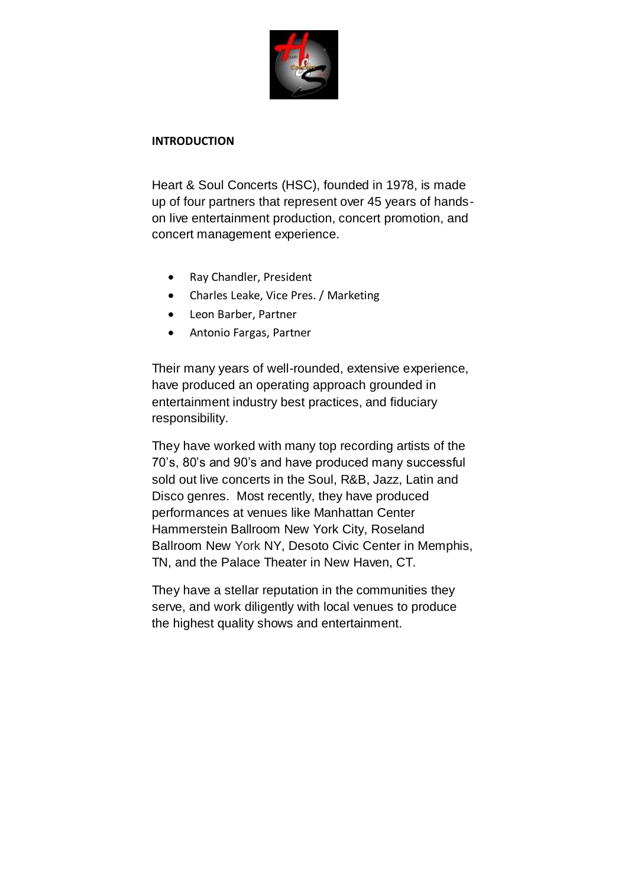**INTRODUCTION**

Heart & Soul Concerts (HSC), founded in 1978, is made up of four partners that represent over 45 years of hands-on live entertainment production, concert promotion, and concert management experience.

- Ray Chandler, President
- Charles Leake, Vice Pres. / Marketing
- Leon Barber, Partner
- Antonio Fargas, Partner

Their many years of well-rounded, extensive experience, have produced an operating approach grounded in entertainment industry best practices, and fiduciary responsibility.

They have worked with many top recording artists of the 70's, 80's and 90's and have produced many successful sold out live concerts in the Soul, R&B, Jazz, Latin and Disco genres. Most recently, they have produced performances at venues like Manhattan Center Hammerstein Ballroom New York City, Roseland Ballroom New York NY, Desoto Civic Center in Memphis, TN, and the Palace Theater in New Haven, CT.

They have a stellar reputation in the communities they serve, and work diligently with local venues to produce the highest quality shows and entertainment.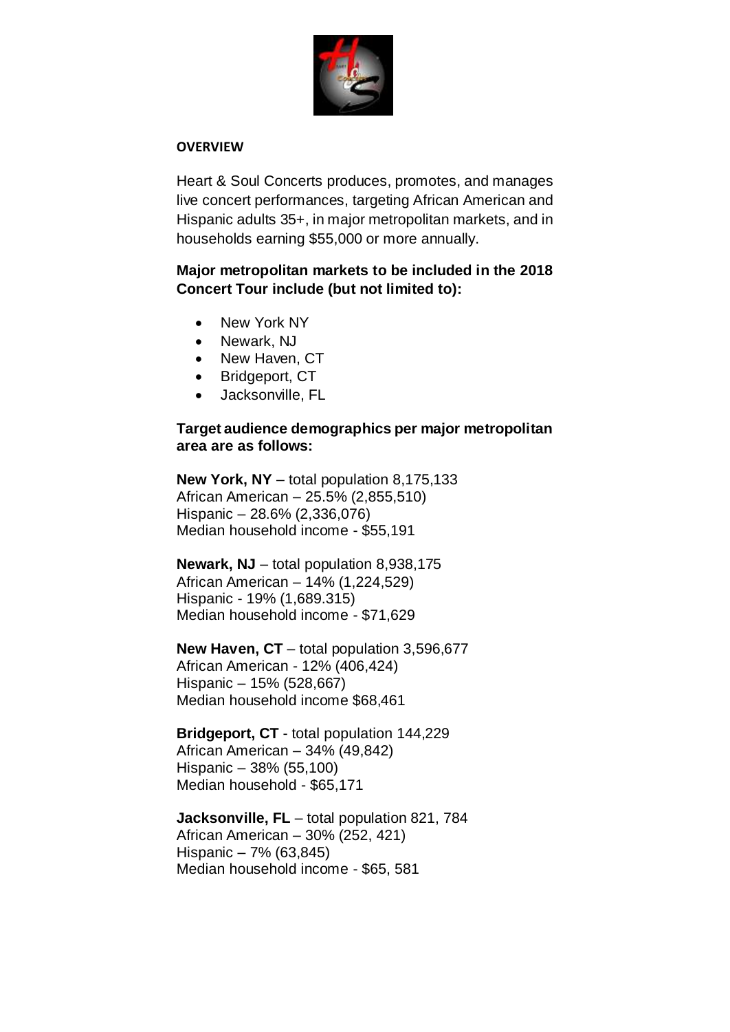## OVERVIEW

Heart & Soul Concerts produces, promotes, and manages live concert performances, targeting African American and Hispanic adults 35+, in major metropolitan markets, and in households earning $55,000 or more annually.

**Major metropolitan markets to be included in the 2018 Concert Tour include (but not limited to):**

- New York NY
- Newark, NJ
- New Haven, CT
- Bridgeport, CT
- Jacksonville, FL

**Target audience demographics per major metropolitan area are as follows:**

**New York, NY** – total population 8,175,133
African American – 25.5% (2,855,510)
Hispanic – 28.6% (2,336,076)
Median household income - $55,191

**Newark, NJ** – total population 8,938,175
African American – 14% (1,224,529)
Hispanic - 19% (1,689.315)
Median household income - $71,629

**New Haven, CT** – total population 3,596,677
African American - 12% (406,424)
Hispanic – 15% (528,667)
Median household income $68,461

**Bridgeport, CT** - total population 144,229
African American – 34% (49,842)
Hispanic – 38% (55,100)
Median household - $65,171

**Jacksonville, FL** – total population 821, 784
African American – 30% (252, 421)
Hispanic – 7% (63,845)
Median household income - $65, 581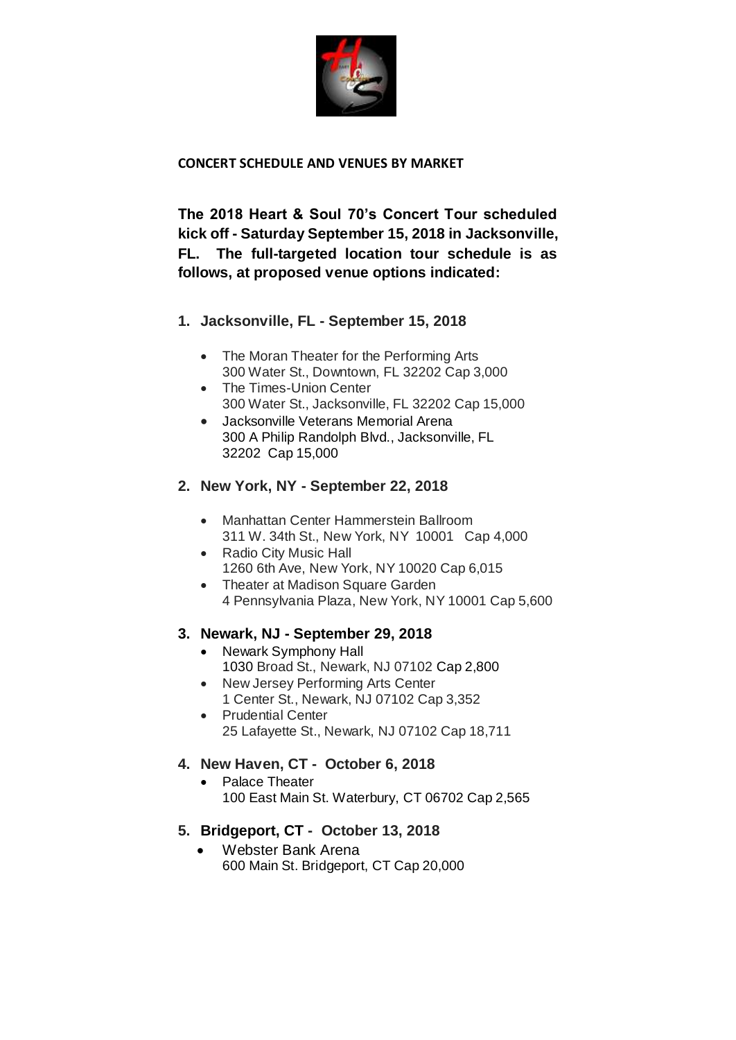**CONCERT SCHEDULE AND VENUES BY MARKET**

**The 2018 Heart & Soul 70's Concert Tour scheduled kick off - Saturday September 15, 2018 in Jacksonville, FL. The full-targeted location tour schedule is as follows, at proposed venue options indicated:**

1. **Jacksonville, FL - September 15, 2018**
   - The Moran Theater for the Performing Arts
     300 Water St., Downtown, FL 32202 Cap 3,000
   - The Times-Union Center
     300 Water St., Jacksonville, FL 32202 Cap 15,000
   - Jacksonville Veterans Memorial Arena
     300 A Philip Randolph Blvd., Jacksonville, FL 32202 Cap 15,000

2. **New York, NY - September 22, 2018**
   - Manhattan Center Hammerstein Ballroom
     311 W. 34th St., New York, NY 10001 Cap 4,000
   - Radio City Music Hall
     1260 6th Ave, New York, NY 10020 Cap 6,015
   - Theater at Madison Square Garden
     4 Pennsylvania Plaza, New York, NY 10001 Cap 5,600

3. **Newark, NJ - September 29, 2018**
   - Newark Symphony Hall
     1030 Broad St., Newark, NJ 07102 Cap 2,800
   - New Jersey Performing Arts Center
     1 Center St., Newark, NJ 07102 Cap 3,352
   - Prudential Center
     25 Lafayette St., Newark, NJ 07102 Cap 18,711

4. **New Haven, CT - October 6, 2018**
   - Palace Theater
     100 East Main St. Waterbury, CT 06702 Cap 2,565

5. **Bridgeport, CT - October 13, 2018**
   - Webster Bank Arena
     600 Main St. Bridgeport, CT Cap 20,000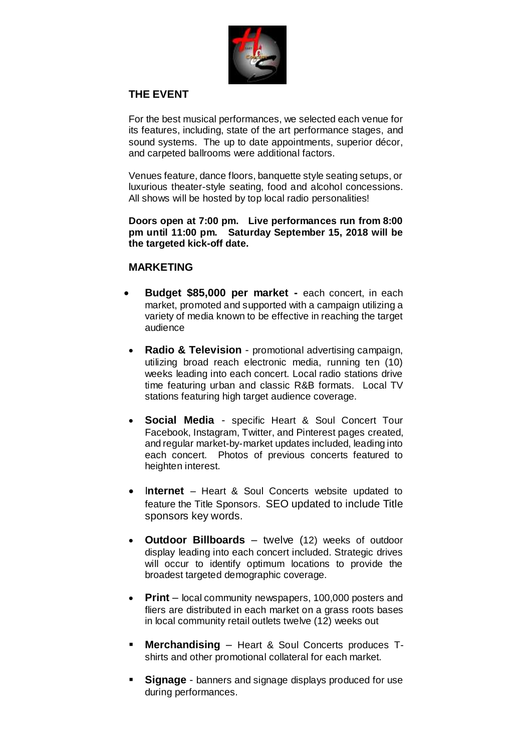## THE EVENT

For the best musical performances, we selected each venue for its features, including, state of the art performance stages, and sound systems. The up to date appointments, superior décor, and carpeted ballrooms were additional factors.

Venues feature, dance floors, banquette style seating setups, or luxurious theater-style seating, food and alcohol concessions. All shows will be hosted by top local radio personalities!

**Doors open at 7:00 pm. Live performances run from 8:00 pm until 11:00 pm. Saturday September 15, 2018 will be the targeted kick-off date.**

## MARKETING

- **Budget $85,000 per market -** each concert, in each market, promoted and supported with a campaign utilizing a variety of media known to be effective in reaching the target audience
- **Radio & Television** - promotional advertising campaign, utilizing broad reach electronic media, running ten (10) weeks leading into each concert. Local radio stations drive time featuring urban and classic R&B formats. Local TV stations featuring high target audience coverage.
- **Social Media** - specific Heart & Soul Concert Tour Facebook, Instagram, Twitter, and Pinterest pages created, and regular market-by-market updates included, leading into each concert. Photos of previous concerts featured to heighten interest.
- **Internet** – Heart & Soul Concerts website updated to feature the Title Sponsors. SEO updated to include Title sponsors key words.
- **Outdoor Billboards** – twelve (12) weeks of outdoor display leading into each concert included. Strategic drives will occur to identify optimum locations to provide the broadest targeted demographic coverage.
- **Print** – local community newspapers, 100,000 posters and fliers are distributed in each market on a grass roots bases in local community retail outlets twelve (12) weeks out
- **Merchandising** – Heart & Soul Concerts produces T-shirts and other promotional collateral for each market.
- **Signage** - banners and signage displays produced for use during performances.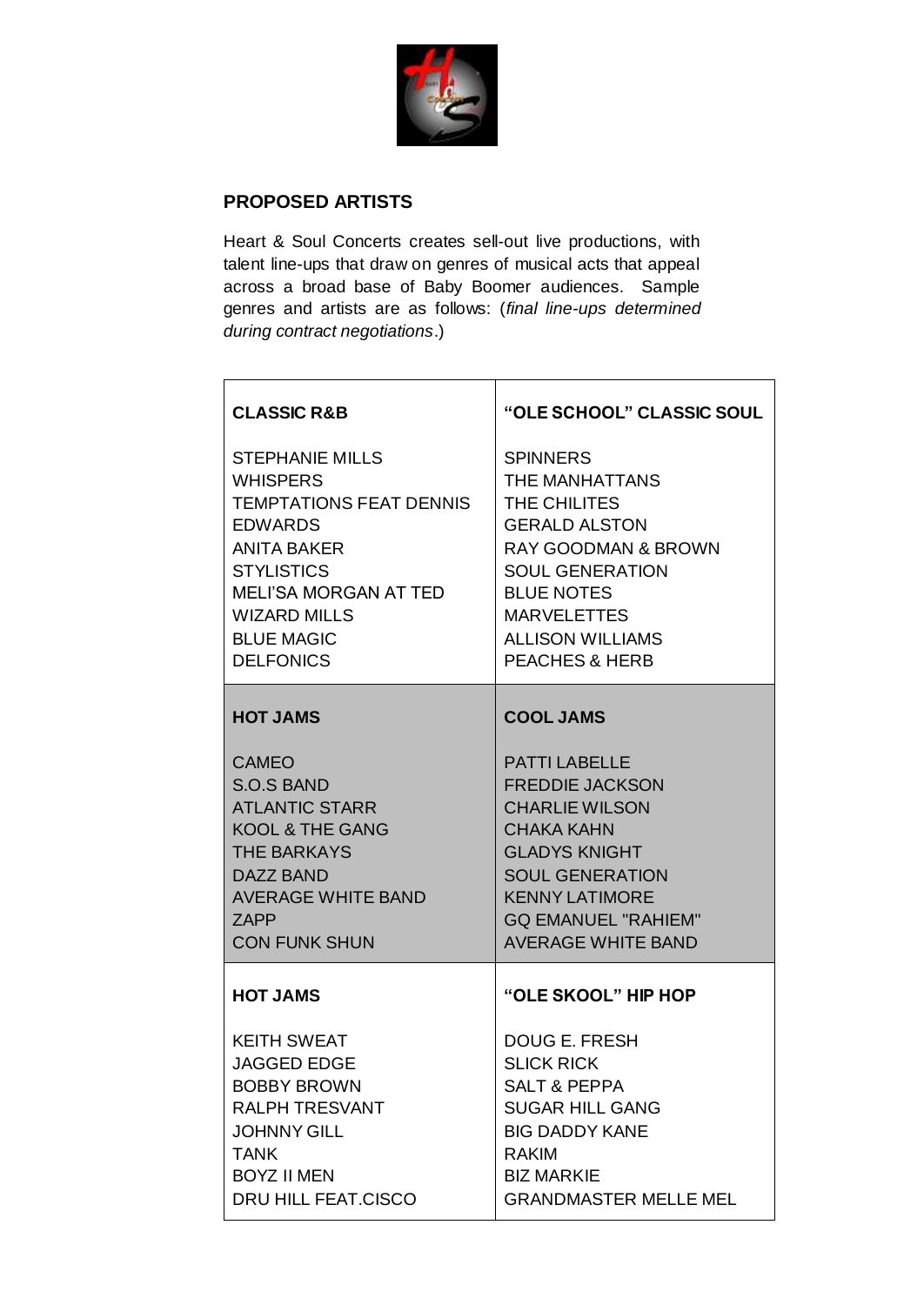## PROPOSED ARTISTS

Heart & Soul Concerts creates sell-out live productions, with talent line-ups that draw on genres of musical acts that appeal across a broad base of Baby Boomer audiences. Sample genres and artists are as follows: (*final line-ups determined during contract negotiations*.)

| CLASSIC R&B | "OLE SCHOOL" CLASSIC SOUL |
|---|---|
| STEPHANIE MILLS<br>WHISPERS<br>TEMPTATIONS FEAT DENNIS EDWARDS<br>ANITA BAKER<br>STYLISTICS<br>MELI'SA MORGAN AT TED<br>WIZARD MILLS<br>BLUE MAGIC<br>DELFONICS | SPINNERS<br>THE MANHATTANS<br>THE CHILITES<br>GERALD ALSTON<br>RAY GOODMAN & BROWN<br>SOUL GENERATION<br>BLUE NOTES<br>MARVELETTES<br>ALLISON WILLIAMS<br>PEACHES & HERB |
| **HOT JAMS** | **COOL JAMS** |
| CAMEO<br>S.O.S BAND<br>ATLANTIC STARR<br>KOOL & THE GANG<br>THE BARKAYS<br>DAZZ BAND<br>AVERAGE WHITE BAND<br>ZAPP<br>CON FUNK SHUN | PATTI LABELLE<br>FREDDIE JACKSON<br>CHARLIE WILSON<br>CHAKA KAHN<br>GLADYS KNIGHT<br>SOUL GENERATION<br>KENNY LATIMORE<br>GQ EMANUEL "RAHIEM"<br>AVERAGE WHITE BAND |
| **HOT JAMS** | **"OLE SKOOL" HIP HOP** |
| KEITH SWEAT<br>JAGGED EDGE<br>BOBBY BROWN<br>RALPH TRESVANT<br>JOHNNY GILL<br>TANK<br>BOYZ II MEN<br>DRU HILL FEAT.CISCO | DOUG E. FRESH<br>SLICK RICK<br>SALT & PEPPA<br>SUGAR HILL GANG<br>BIG DADDY KANE<br>RAKIM<br>BIZ MARKIE<br>GRANDMASTER MELLE MEL |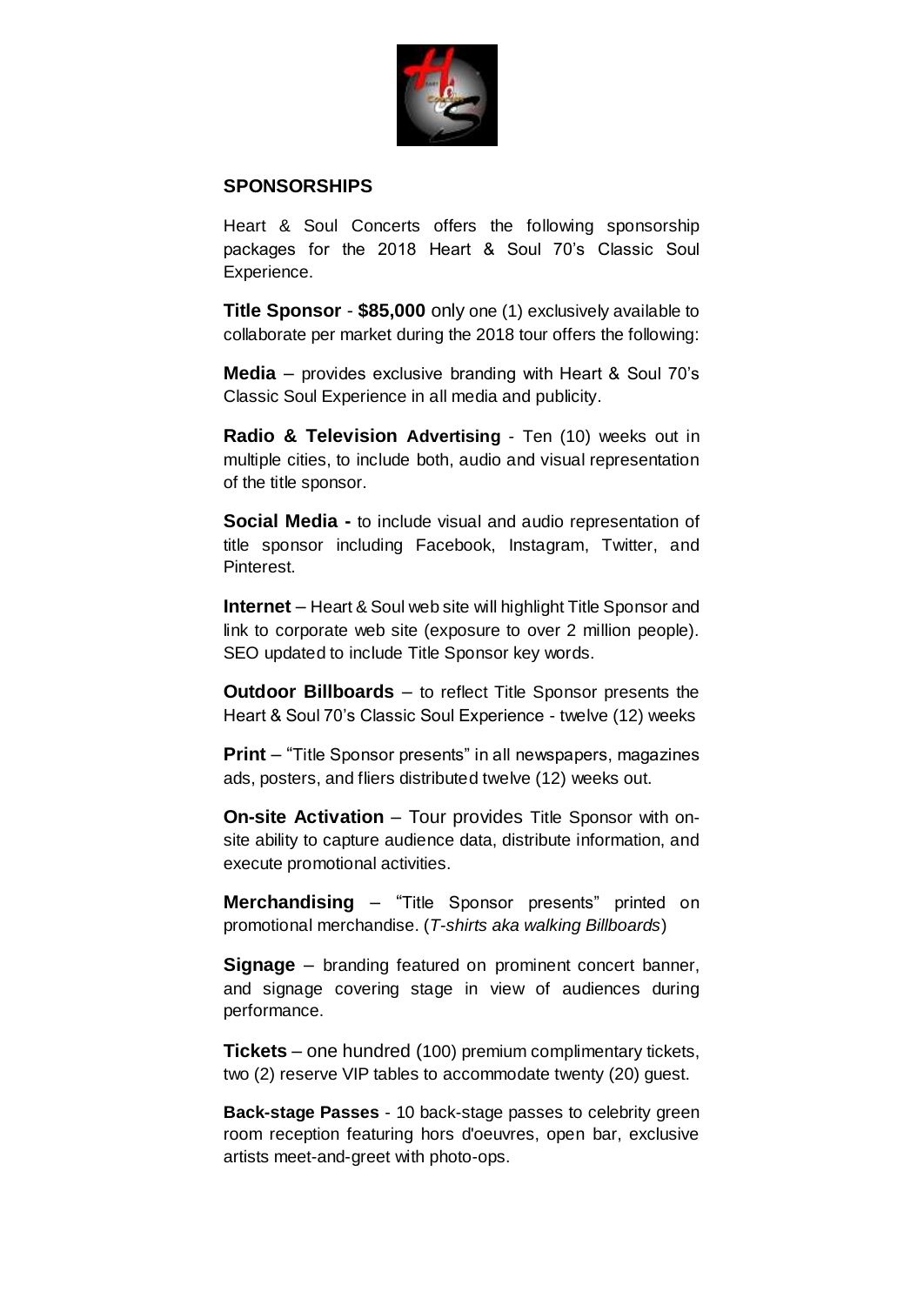## SPONSORSHIPS

Heart & Soul Concerts offers the following sponsorship packages for the 2018 Heart & Soul 70's Classic Soul Experience.

**Title Sponsor** - **$85,000** only one (1) exclusively available to collaborate per market during the 2018 tour offers the following:

**Media** – provides exclusive branding with Heart & Soul 70's Classic Soul Experience in all media and publicity.

**Radio & Television Advertising** - Ten (10) weeks out in multiple cities, to include both, audio and visual representation of the title sponsor.

**Social Media -** to include visual and audio representation of title sponsor including Facebook, Instagram, Twitter, and Pinterest.

**Internet** – Heart & Soul web site will highlight Title Sponsor and link to corporate web site (exposure to over 2 million people). SEO updated to include Title Sponsor key words.

**Outdoor Billboards** – to reflect Title Sponsor presents the Heart & Soul 70's Classic Soul Experience - twelve (12) weeks

**Print** – "Title Sponsor presents" in all newspapers, magazines ads, posters, and fliers distributed twelve (12) weeks out.

**On-site Activation** – Tour provides Title Sponsor with on-site ability to capture audience data, distribute information, and execute promotional activities.

**Merchandising** – "Title Sponsor presents" printed on promotional merchandise. (*T-shirts aka walking Billboards*)

**Signage** – branding featured on prominent concert banner, and signage covering stage in view of audiences during performance.

**Tickets** – one hundred (100) premium complimentary tickets, two (2) reserve VIP tables to accommodate twenty (20) guest.

**Back-stage Passes** - 10 back-stage passes to celebrity green room reception featuring hors d'oeuvres, open bar, exclusive artists meet-and-greet with photo-ops.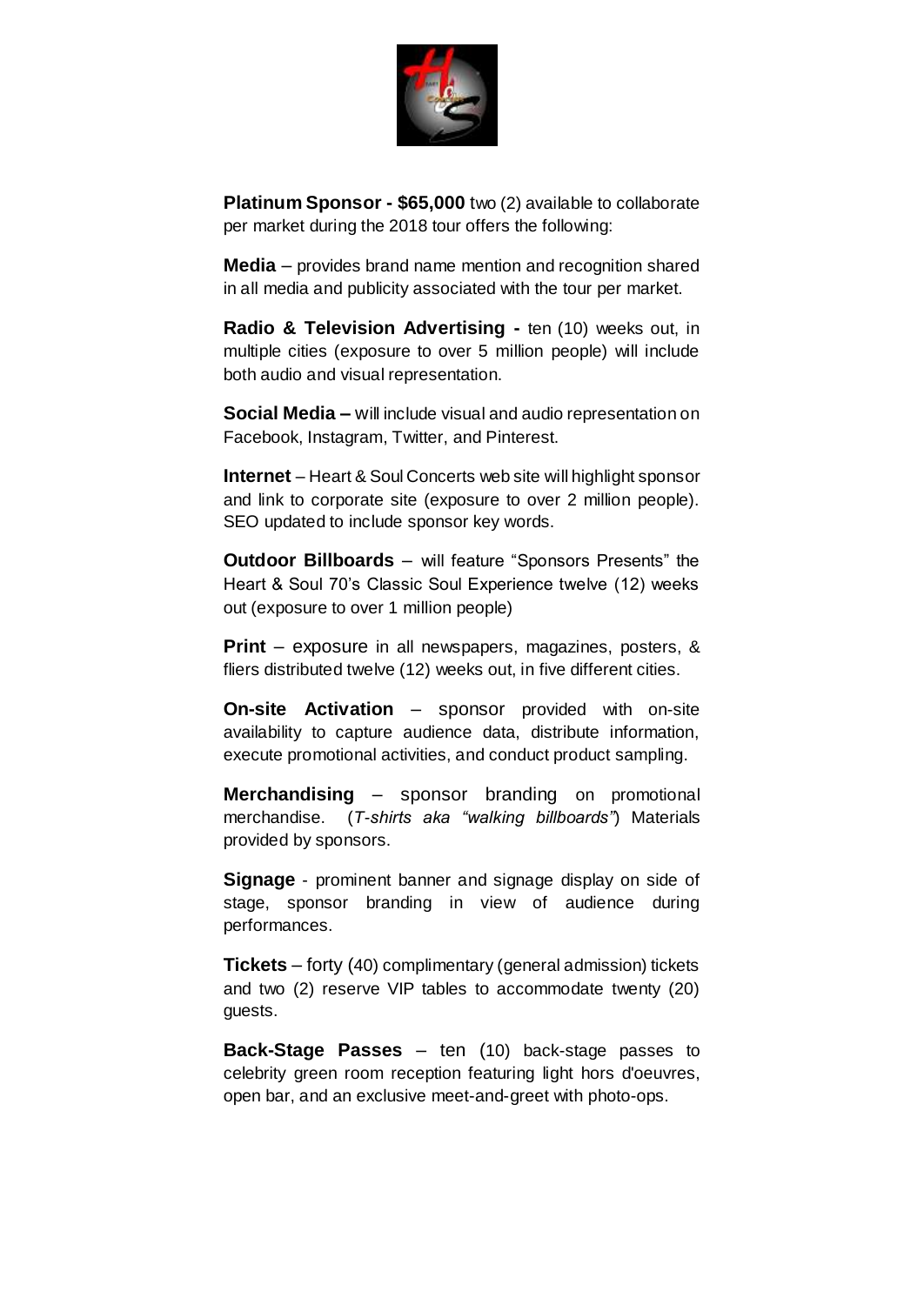**Platinum Sponsor - $65,000** two (2) available to collaborate per market during the 2018 tour offers the following:

**Media** – provides brand name mention and recognition shared in all media and publicity associated with the tour per market.

**Radio & Television Advertising -** ten (10) weeks out, in multiple cities (exposure to over 5 million people) will include both audio and visual representation.

**Social Media –** will include visual and audio representation on Facebook, Instagram, Twitter, and Pinterest.

**Internet** – Heart & Soul Concerts web site will highlight sponsor and link to corporate site (exposure to over 2 million people). SEO updated to include sponsor key words.

**Outdoor Billboards** – will feature "Sponsors Presents" the Heart & Soul 70's Classic Soul Experience twelve (12) weeks out (exposure to over 1 million people)

**Print** – exposure in all newspapers, magazines, posters, & fliers distributed twelve (12) weeks out, in five different cities.

**On-site Activation** – sponsor provided with on-site availability to capture audience data, distribute information, execute promotional activities, and conduct product sampling.

**Merchandising** – sponsor branding on promotional merchandise. (*T-shirts aka "walking billboards"*) Materials provided by sponsors.

**Signage** - prominent banner and signage display on side of stage, sponsor branding in view of audience during performances.

**Tickets** – forty (40) complimentary (general admission) tickets and two (2) reserve VIP tables to accommodate twenty (20) guests.

**Back-Stage Passes** – ten (10) back-stage passes to celebrity green room reception featuring light hors d'oeuvres, open bar, and an exclusive meet-and-greet with photo-ops.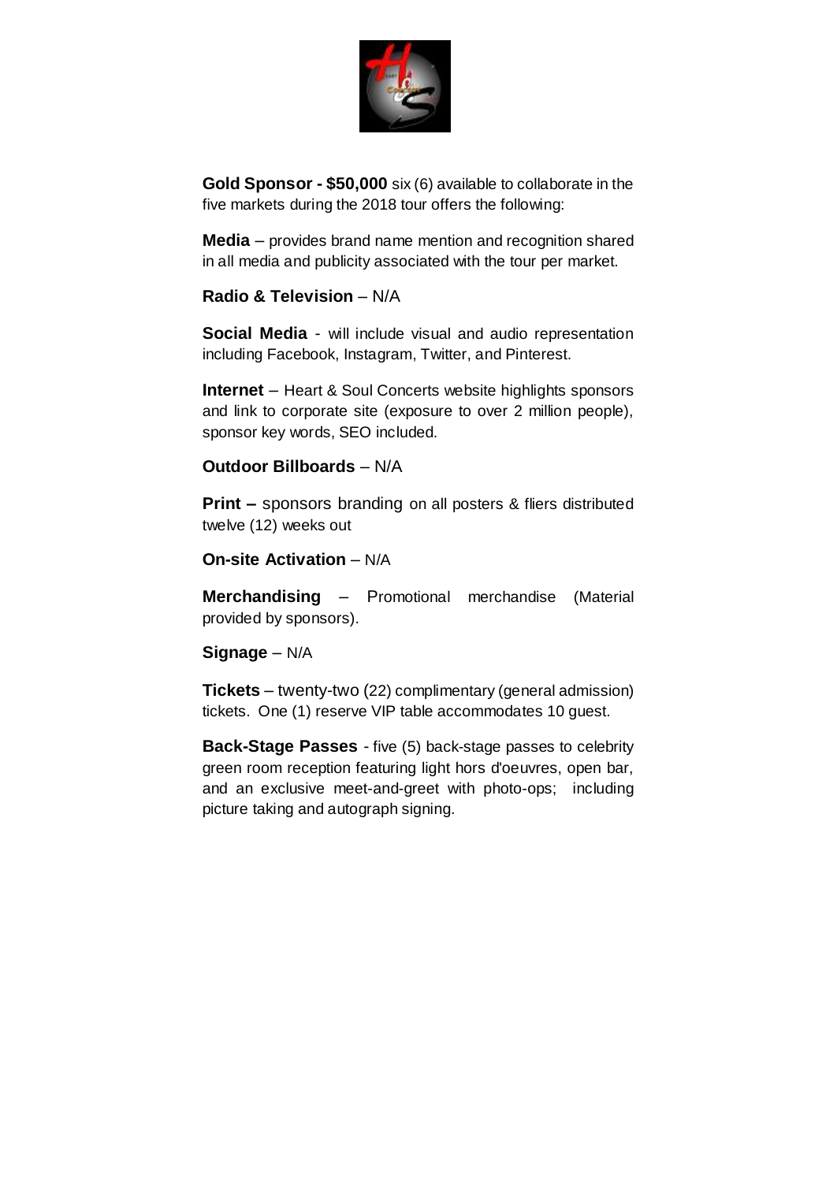**Gold Sponsor - $50,000** six (6) available to collaborate in the five markets during the 2018 tour offers the following:

**Media** – provides brand name mention and recognition shared in all media and publicity associated with the tour per market.

**Radio & Television** – N/A

**Social Media** - will include visual and audio representation including Facebook, Instagram, Twitter, and Pinterest.

**Internet** – Heart & Soul Concerts website highlights sponsors and link to corporate site (exposure to over 2 million people), sponsor key words, SEO included.

**Outdoor Billboards** – N/A

**Print –** sponsors branding on all posters & fliers distributed twelve (12) weeks out

**On-site Activation** – N/A

**Merchandising** – Promotional merchandise (Material provided by sponsors).

**Signage** – N/A

**Tickets** – twenty-two (22) complimentary (general admission) tickets. One (1) reserve VIP table accommodates 10 guest.

**Back-Stage Passes** - five (5) back-stage passes to celebrity green room reception featuring light hors d'oeuvres, open bar, and an exclusive meet-and-greet with photo-ops; including picture taking and autograph signing.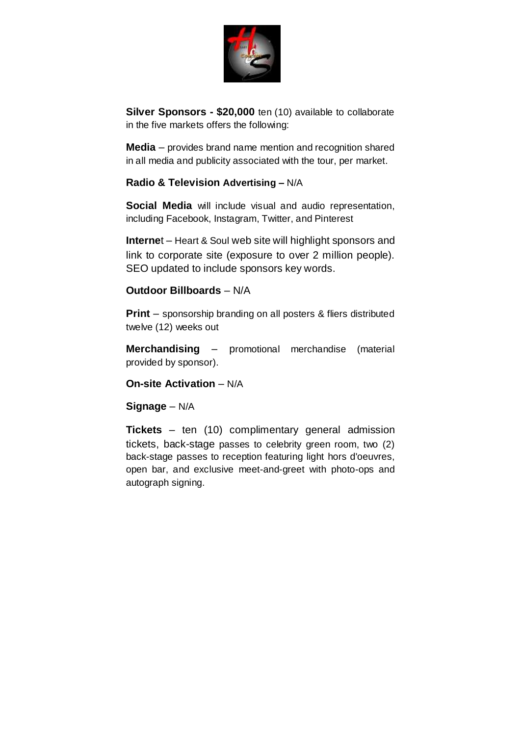**Silver Sponsors - $20,000** ten (10) available to collaborate in the five markets offers the following:

**Media** – provides brand name mention and recognition shared in all media and publicity associated with the tour, per market.

**Radio & Television Advertising –** N/A

**Social Media** will include visual and audio representation, including Facebook, Instagram, Twitter, and Pinterest

**Interne**t – Heart & Soul web site will highlight sponsors and link to corporate site (exposure to over 2 million people). SEO updated to include sponsors key words.

**Outdoor Billboards** – N/A

**Print** – sponsorship branding on all posters & fliers distributed twelve (12) weeks out

**Merchandising** – promotional merchandise (material provided by sponsor).

**On-site Activation** – N/A

**Signage** – N/A

**Tickets** – ten (10) complimentary general admission tickets, back-stage passes to celebrity green room, two (2) back-stage passes to reception featuring light hors d'oeuvres, open bar, and exclusive meet-and-greet with photo-ops and autograph signing.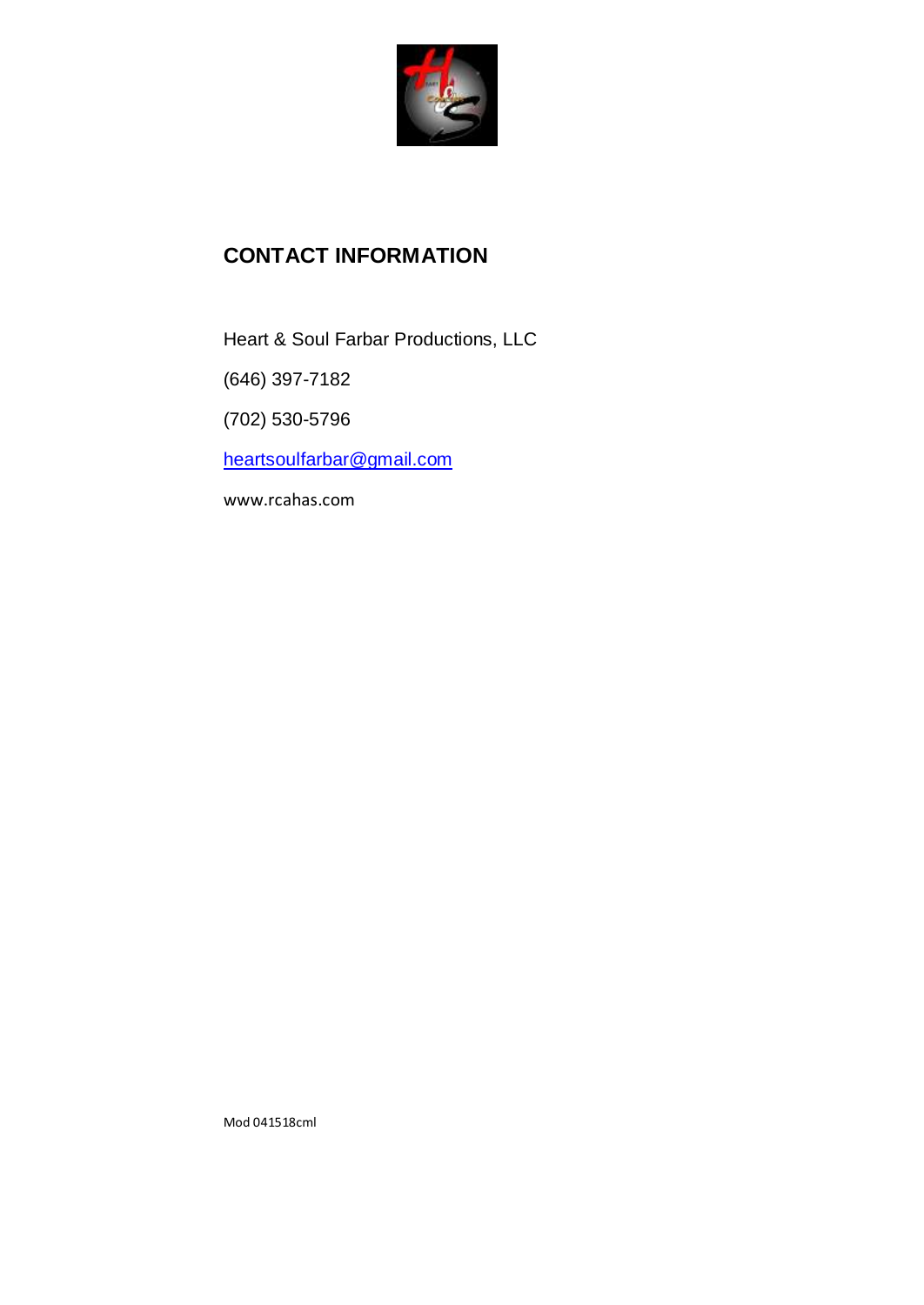## CONTACT INFORMATION

Heart & Soul Farbar Productions, LLC

(646) 397-7182

(702) 530-5796

heartsoulfarbar@gmail.com

www.rcahas.com

Mod 041518cml